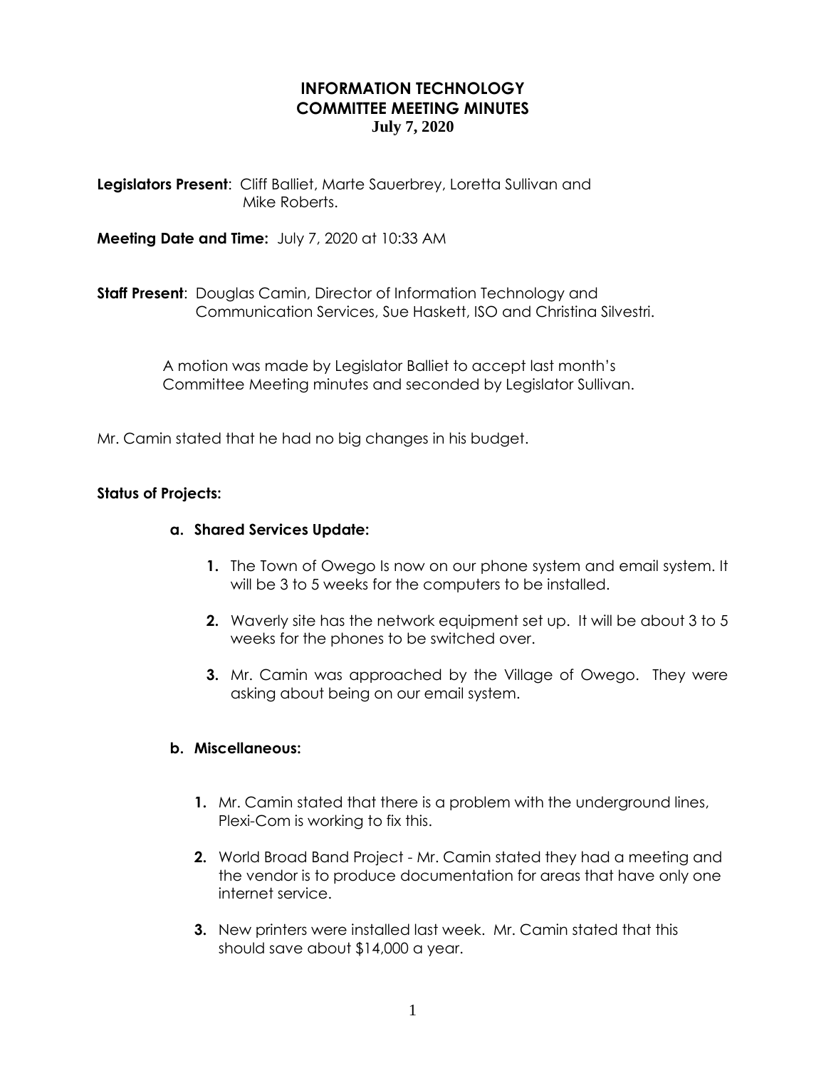# INFORMATION TECHNOLOGY COMMITTEE MEETING MINUTES
**July 7, 2020**

**Legislators Present**: Cliff Balliet, Marte Sauerbrey, Loretta Sullivan and Mike Roberts.

**Meeting Date and Time:** July 7, 2020 at 10:33 AM

**Staff Present**: Douglas Camin, Director of Information Technology and Communication Services, Sue Haskett, ISO and Christina Silvestri.

A motion was made by Legislator Balliet to accept last month's Committee Meeting minutes and seconded by Legislator Sullivan.

Mr. Camin stated that he had no big changes in his budget.

**Status of Projects:**

**a. Shared Services Update:**

1. The Town of Owego Is now on our phone system and email system. It will be 3 to 5 weeks for the computers to be installed.
2. Waverly site has the network equipment set up. It will be about 3 to 5 weeks for the phones to be switched over.
3. Mr. Camin was approached by the Village of Owego. They were asking about being on our email system.

**b. Miscellaneous:**

1. Mr. Camin stated that there is a problem with the underground lines, Plexi-Com is working to fix this.
2. World Broad Band Project - Mr. Camin stated they had a meeting and the vendor is to produce documentation for areas that have only one internet service.
3. New printers were installed last week. Mr. Camin stated that this should save about $14,000 a year.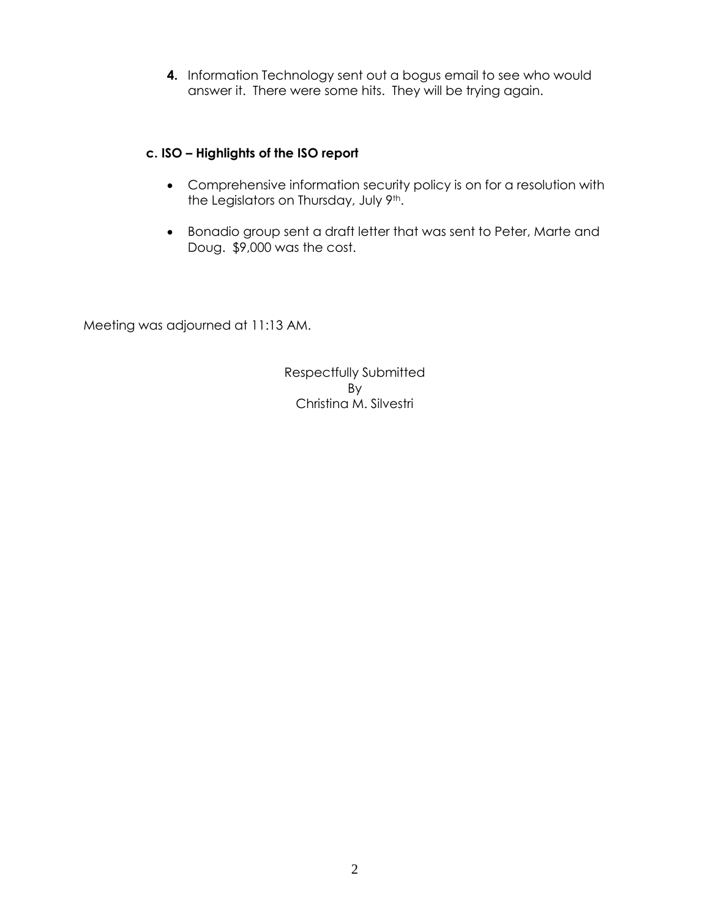4. Information Technology sent out a bogus email to see who would answer it. There were some hits. They will be trying again.

**c. ISO – Highlights of the ISO report**

- Comprehensive information security policy is on for a resolution with the Legislators on Thursday, July 9th.
- Bonadio group sent a draft letter that was sent to Peter, Marte and Doug. $9,000 was the cost.

Meeting was adjourned at 11:13 AM.

Respectfully Submitted
By
Christina M. Silvestri